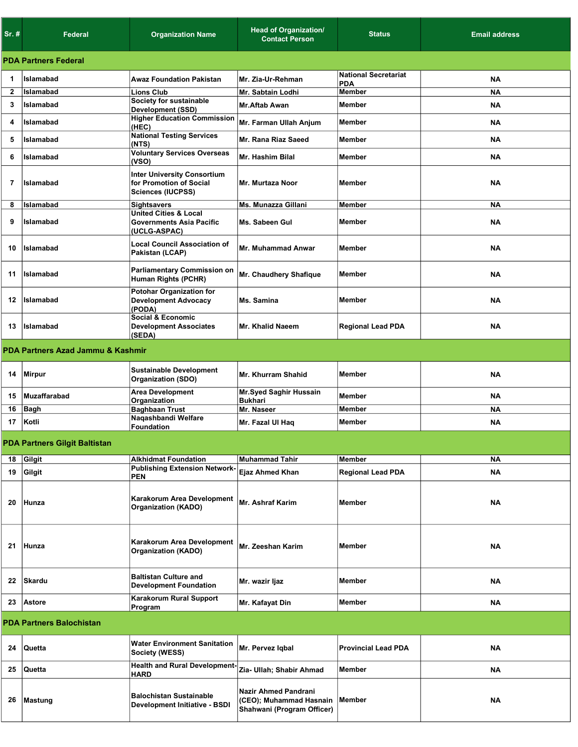| Sr. # | Federal | Organization Name | Head of Organization/ Contact Person | Status | Email address |
|---|---|---|---|---|---|
| **PDA Partners Federal** | | | | | |
| 1 | Islamabad | Awaz Foundation Pakistan | Mr. Zia-Ur-Rehman | National Secretariat PDA | NA |
| 2 | Islamabad | Lions Club | Mr. Sabtain Lodhi | Member | NA |
| 3 | Islamabad | Society for sustainable Development (SSD) | Mr.Aftab Awan | Member | NA |
| 4 | Islamabad | Higher Education Commission (HEC) | Mr. Farman Ullah Anjum | Member | NA |
| 5 | Islamabad | National Testing Services (NTS) | Mr. Rana Riaz Saeed | Member | NA |
| 6 | Islamabad | Voluntary Services Overseas (VSO) | Mr. Hashim Bilal | Member | NA |
| 7 | Islamabad | Inter University Consortium for Promotion of Social Sciences (IUCPSS) | Mr. Murtaza Noor | Member | NA |
| 8 | Islamabad | Sightsavers | Ms. Munazza Gillani | Member | NA |
| 9 | Islamabad | United Cities & Local Governments Asia Pacific (UCLG-ASPAC) | Ms. Sabeen Gul | Member | NA |
| 10 | Islamabad | Local Council Association of Pakistan (LCAP) | Mr. Muhammad Anwar | Member | NA |
| 11 | Islamabad | Parliamentary Commission on Human Rights (PCHR) | Mr. Chaudhery Shafique | Member | NA |
| 12 | Islamabad | Potohar Organization for Development Advocacy (PODA) | Ms. Samina | Member | NA |
| 13 | Islamabad | Social & Economic Development Associates (SEDA) | Mr. Khalid Naeem | Regional Lead PDA | NA |
| **PDA Partners Azad Jammu & Kashmir** | | | | | |
| 14 | Mirpur | Sustainable Development Organization (SDO) | Mr. Khurram Shahid | Member | NA |
| 15 | Muzaffarabad | Area Development Organization | Mr.Syed Saghir Hussain Bukhari | Member | NA |
| 16 | Bagh | Baghbaan Trust | Mr. Naseer | Member | NA |
| 17 | Kotli | Naqashbandi Welfare Foundation | Mr. Fazal Ul Haq | Member | NA |
| **PDA Partners Gilgit Baltistan** | | | | | |
| 18 | Gilgit | Alkhidmat Foundation | Muhammad Tahir | Member | NA |
| 19 | Gilgit | Publishing Extension Network-PEN | Ejaz Ahmed Khan | Regional Lead PDA | NA |
| 20 | Hunza | Karakorum Area Development Organization (KADO) | Mr. Ashraf Karim | Member | NA |
| 21 | Hunza | Karakorum Area Development Organization (KADO) | Mr. Zeeshan Karim | Member | NA |
| 22 | Skardu | Baltistan Culture and Development Foundation | Mr. wazir Ijaz | Member | NA |
| 23 | Astore | Karakorum Rural Support Program | Mr. Kafayat Din | Member | NA |
| **PDA Partners Balochistan** | | | | | |
| 24 | Quetta | Water Environment Sanitation Society (WESS) | Mr. Pervez Iqbal | Provincial Lead PDA | NA |
| 25 | Quetta | Health and Rural Development-HARD | Zia- Ullah; Shabir Ahmad | Member | NA |
| 26 | Mastung | Balochistan Sustainable Development Initiative - BSDI | Nazir Ahmed Pandrani (CEO); Muhammad Hasnain Shahwani (Program Officer) | Member | NA |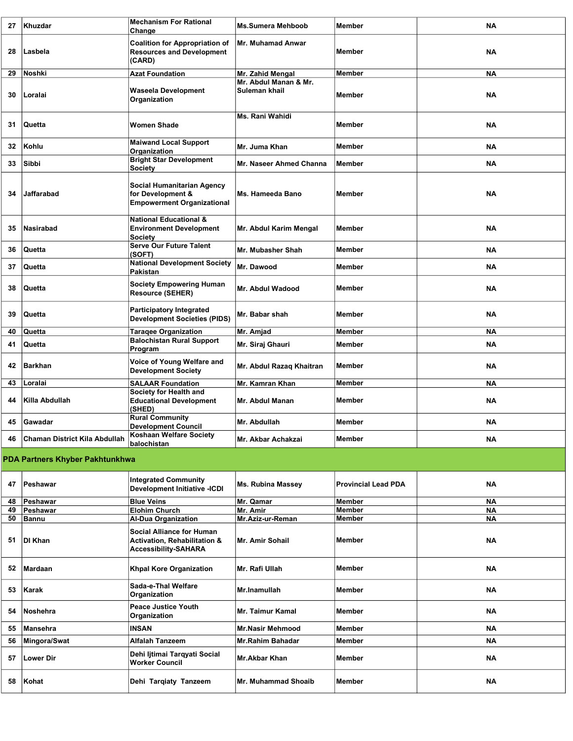| 27 | Khuzdar | Mechanism For Rational Change | Ms.Sumera Mehboob | Member | NA |
|---|---|---|---|---|---|
| 28 | Lasbela | Coalition for Appropriation of Resources and Development (CARD) | Mr. Muhamad Anwar | Member | NA |
| 29 | Noshki | Azat Foundation | Mr. Zahid Mengal | Member | NA |
| 30 | Loralai | Waseela Development Organization | Mr. Abdul Manan & Mr. Suleman khail | Member | NA |
| 31 | Quetta | Women Shade | Ms. Rani Wahidi | Member | NA |
| 32 | Kohlu | Maiwand Local Support Organization | Mr. Juma Khan | Member | NA |
| 33 | Sibbi | Bright Star Development Society | Mr. Naseer Ahmed Channa | Member | NA |
| 34 | Jaffarabad | Social Humanitarian Agency for Development & Empowerment Organizational | Ms. Hameeda Bano | Member | NA |
| 35 | Nasirabad | National Educational & Environment Development Society | Mr. Abdul Karim Mengal | Member | NA |
| 36 | Quetta | Serve Our Future Talent (SOFT) | Mr. Mubasher Shah | Member | NA |
| 37 | Quetta | National Development Society Pakistan | Mr. Dawood | Member | NA |
| 38 | Quetta | Society Empowering Human Resource (SEHER) | Mr. Abdul Wadood | Member | NA |
| 39 | Quetta | Participatory Integrated Development Societies (PIDS) | Mr. Babar shah | Member | NA |
| 40 | Quetta | Taraqee Organization | Mr. Amjad | Member | NA |
| 41 | Quetta | Balochistan Rural Support Program | Mr. Siraj Ghauri | Member | NA |
| 42 | Barkhan | Voice of Young Welfare and Development Society | Mr. Abdul Razaq Khaitran | Member | NA |
| 43 | Loralai | SALAAR Foundation | Mr. Kamran Khan | Member | NA |
| 44 | Killa Abdullah | Society for Health and Educational Development (SHED) | Mr. Abdul Manan | Member | NA |
| 45 | Gawadar | Rural Community Development Council | Mr. Abdullah | Member | NA |
| 46 | Chaman District Kila Abdullah | Koshaan Welfare Society balochistan | Mr. Akbar Achakzai | Member | NA |
| **PDA Partners Khyber Pakhtunkhwa** | | | | | |
| 47 | Peshawar | Integrated Community Development Initiative -ICDI | Ms. Rubina Massey | Provincial Lead PDA | NA |
| 48 | Peshawar | Blue Veins | Mr. Qamar | Member | NA |
| 49 | Peshawar | Elohim Church | Mr. Amir | Member | NA |
| 50 | Bannu | Al-Dua Organization | Mr.Aziz-ur-Reman | Member | NA |
| 51 | DI Khan | Social Alliance for Human Activation, Rehabilitation & Accessibility-SAHARA | Mr. Amir Sohail | Member | NA |
| 52 | Mardaan | Khpal Kore Organization | Mr. Rafi Ullah | Member | NA |
| 53 | Karak | Sada-e-Thal Welfare Organization | Mr.Inamullah | Member | NA |
| 54 | Noshehra | Peace Justice Youth Organization | Mr. Taimur Kamal | Member | NA |
| 55 | Mansehra | INSAN | Mr.Nasir Mehmood | Member | NA |
| 56 | Mingora/Swat | Alfalah Tanzeem | Mr.Rahim Bahadar | Member | NA |
| 57 | Lower Dir | Dehi Ijtimai Tarqyati Social Worker Council | Mr.Akbar Khan | Member | NA |
| 58 | Kohat | Dehi Tarqiaty Tanzeem | Mr. Muhammad Shoaib | Member | NA |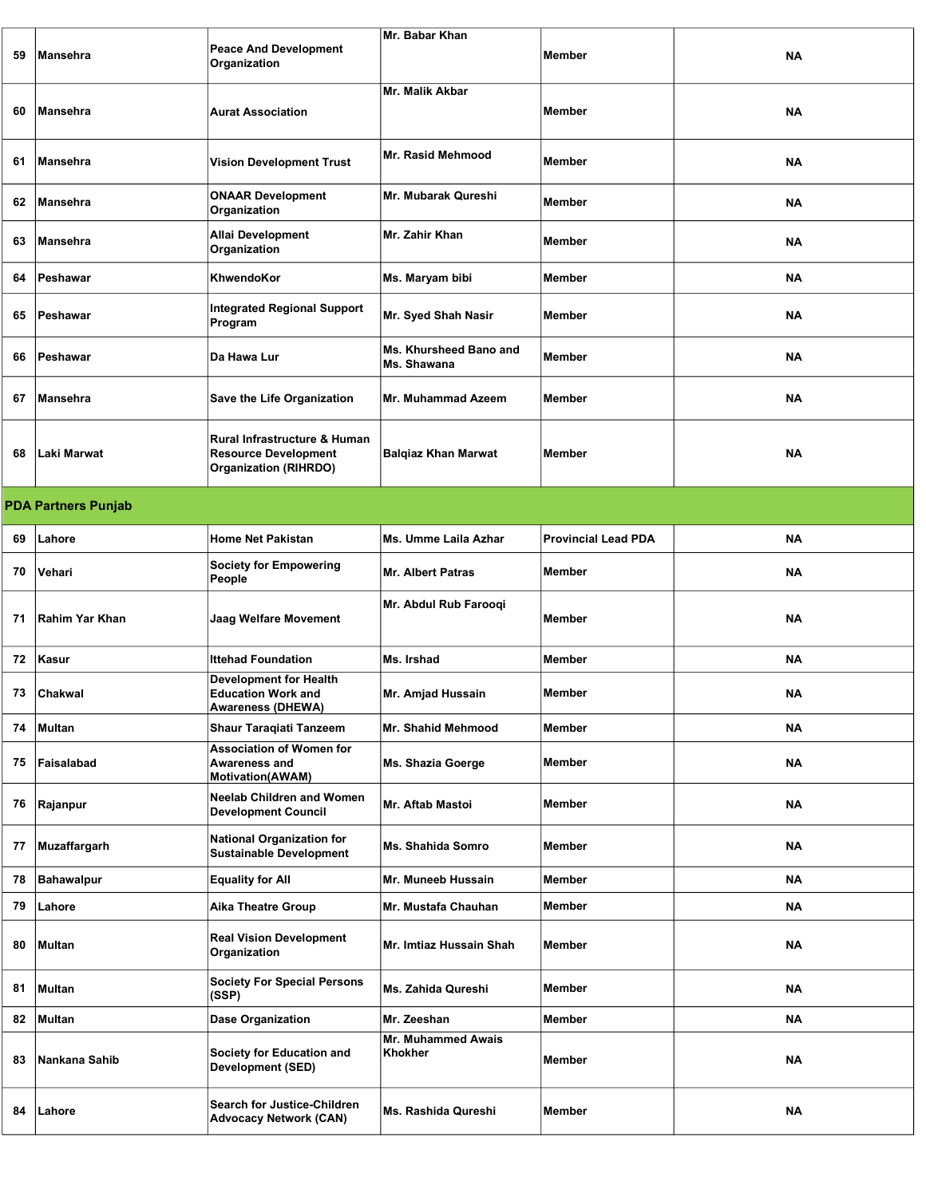| 59 | Mansehra | Peace And Development Organization | Mr. Babar Khan | Member | NA |
|---|---|---|---|---|---|
| 60 | Mansehra | Aurat Association | Mr. Malik Akbar | Member | NA |
| 61 | Mansehra | Vision Development Trust | Mr. Rasid Mehmood | Member | NA |
| 62 | Mansehra | ONAAR Development Organization | Mr. Mubarak Qureshi | Member | NA |
| 63 | Mansehra | Allai Development Organization | Mr. Zahir Khan | Member | NA |
| 64 | Peshawar | KhwendoKor | Ms. Maryam bibi | Member | NA |
| 65 | Peshawar | Integrated Regional Support Program | Mr. Syed Shah Nasir | Member | NA |
| 66 | Peshawar | Da Hawa Lur | Ms. Khursheed Bano and Ms. Shawana | Member | NA |
| 67 | Mansehra | Save the Life Organization | Mr. Muhammad Azeem | Member | NA |
| 68 | Laki Marwat | Rural Infrastructure & Human Resource Development Organization (RIHRDO) | Balqiaz Khan Marwat | Member | NA |
| **PDA Partners Punjab** | | | | | |
| 69 | Lahore | Home Net Pakistan | Ms. Umme Laila Azhar | Provincial Lead PDA | NA |
| 70 | Vehari | Society for Empowering People | Mr. Albert Patras | Member | NA |
| 71 | Rahim Yar Khan | Jaag Welfare Movement | Mr. Abdul Rub Farooqi | Member | NA |
| 72 | Kasur | Ittehad Foundation | Ms. Irshad | Member | NA |
| 73 | Chakwal | Development for Health Education Work and Awareness (DHEWA) | Mr. Amjad Hussain | Member | NA |
| 74 | Multan | Shaur Taraqiati Tanzeem | Mr. Shahid Mehmood | Member | NA |
| 75 | Faisalabad | Association of Women for Awareness and Motivation(AWAM) | Ms. Shazia Goerge | Member | NA |
| 76 | Rajanpur | Neelab Children and Women Development Council | Mr. Aftab Mastoi | Member | NA |
| 77 | Muzaffargarh | National Organization for Sustainable Development | Ms. Shahida Somro | Member | NA |
| 78 | Bahawalpur | Equality for All | Mr. Muneeb Hussain | Member | NA |
| 79 | Lahore | Aika Theatre Group | Mr. Mustafa Chauhan | Member | NA |
| 80 | Multan | Real Vision Development Organization | Mr. Imtiaz Hussain Shah | Member | NA |
| 81 | Multan | Society For Special Persons (SSP) | Ms. Zahida Qureshi | Member | NA |
| 82 | Multan | Dase Organization | Mr. Zeeshan | Member | NA |
| 83 | Nankana Sahib | Society for Education and Development (SED) | Mr. Muhammed Awais Khokher | Member | NA |
| 84 | Lahore | Search for Justice-Children Advocacy Network (CAN) | Ms. Rashida Qureshi | Member | NA |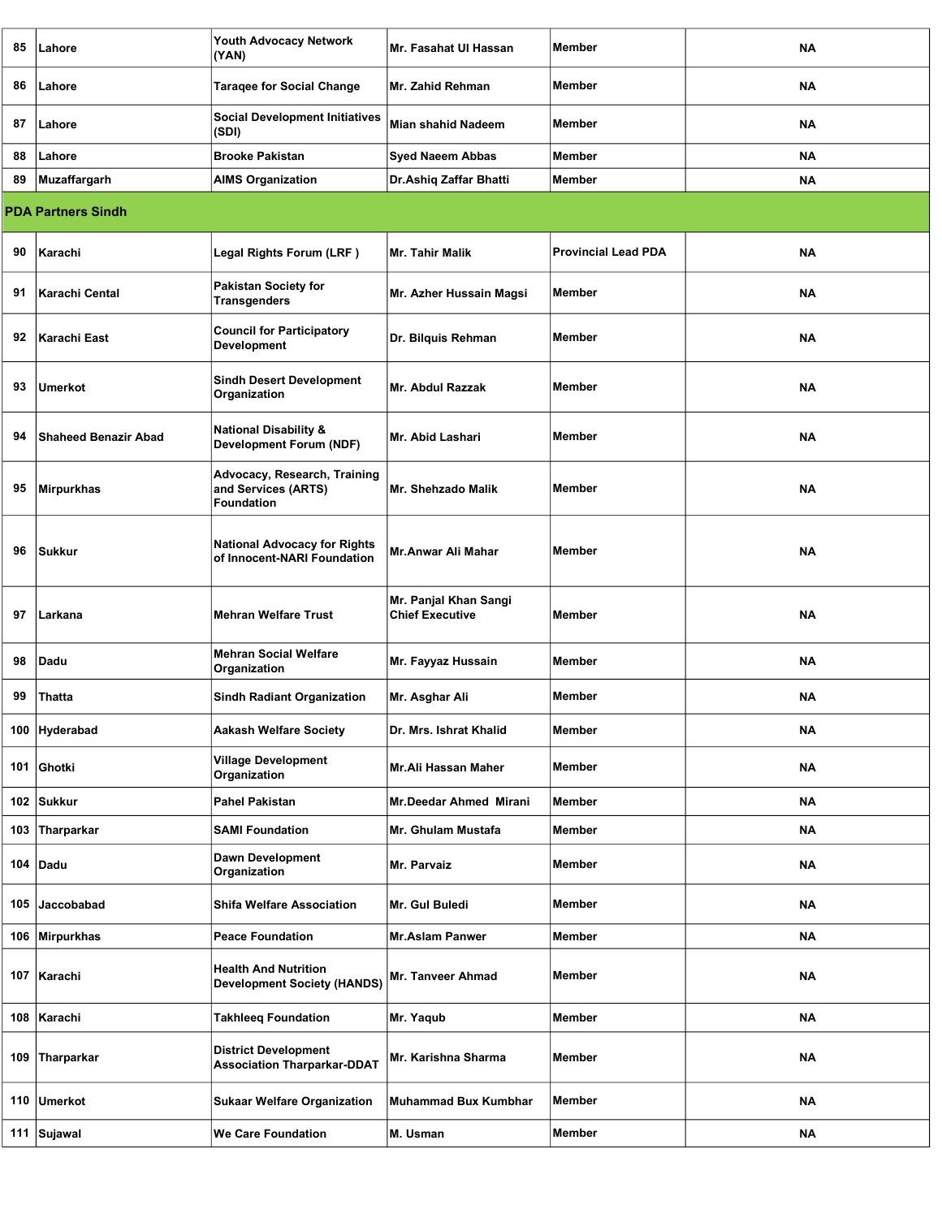| | | | | | |
|---|---|---|---|---|---|
| 85 | Lahore | Youth Advocacy Network (YAN) | Mr. Fasahat Ul Hassan | Member | NA |
| 86 | Lahore | Taraqee for Social Change | Mr. Zahid Rehman | Member | NA |
| 87 | Lahore | Social Development Initiatives (SDI) | Mian shahid Nadeem | Member | NA |
| 88 | Lahore | Brooke Pakistan | Syed Naeem Abbas | Member | NA |
| 89 | Muzaffargarh | AIMS Organization | Dr.Ashiq Zaffar Bhatti | Member | NA |
| **PDA Partners Sindh** | | | | | |
| 90 | Karachi | Legal Rights Forum (LRF ) | Mr. Tahir Malik | Provincial Lead PDA | NA |
| 91 | Karachi Cental | Pakistan Society for Transgenders | Mr. Azher Hussain Magsi | Member | NA |
| 92 | Karachi East | Council for Participatory Development | Dr. Bilquis Rehman | Member | NA |
| 93 | Umerkot | Sindh Desert Development Organization | Mr. Abdul Razzak | Member | NA |
| 94 | Shaheed Benazir Abad | National Disability & Development Forum (NDF) | Mr. Abid Lashari | Member | NA |
| 95 | Mirpurkhas | Advocacy, Research, Training and Services (ARTS) Foundation | Mr. Shehzado Malik | Member | NA |
| 96 | Sukkur | National Advocacy for Rights of Innocent-NARI Foundation | Mr.Anwar Ali Mahar | Member | NA |
| 97 | Larkana | Mehran Welfare Trust | Mr. Panjal Khan Sangi Chief Executive | Member | NA |
| 98 | Dadu | Mehran Social Welfare Organization | Mr. Fayyaz Hussain | Member | NA |
| 99 | Thatta | Sindh Radiant Organization | Mr. Asghar Ali | Member | NA |
| 100 | Hyderabad | Aakash Welfare Society | Dr. Mrs. Ishrat Khalid | Member | NA |
| 101 | Ghotki | Village Development Organization | Mr.Ali Hassan Maher | Member | NA |
| 102 | Sukkur | Pahel Pakistan | Mr.Deedar Ahmed Mirani | Member | NA |
| 103 | Tharparkar | SAMI Foundation | Mr. Ghulam Mustafa | Member | NA |
| 104 | Dadu | Dawn Development Organization | Mr. Parvaiz | Member | NA |
| 105 | Jaccobabad | Shifa Welfare Association | Mr. Gul Buledi | Member | NA |
| 106 | Mirpurkhas | Peace Foundation | Mr.Aslam Panwer | Member | NA |
| 107 | Karachi | Health And Nutrition Development Society (HANDS) | Mr. Tanveer Ahmad | Member | NA |
| 108 | Karachi | Takhleeq Foundation | Mr. Yaqub | Member | NA |
| 109 | Tharparkar | District Development Association Tharparkar-DDAT | Mr. Karishna Sharma | Member | NA |
| 110 | Umerkot | Sukaar Welfare Organization | Muhammad Bux Kumbhar | Member | NA |
| 111 | Sujawal | We Care Foundation | M. Usman | Member | NA |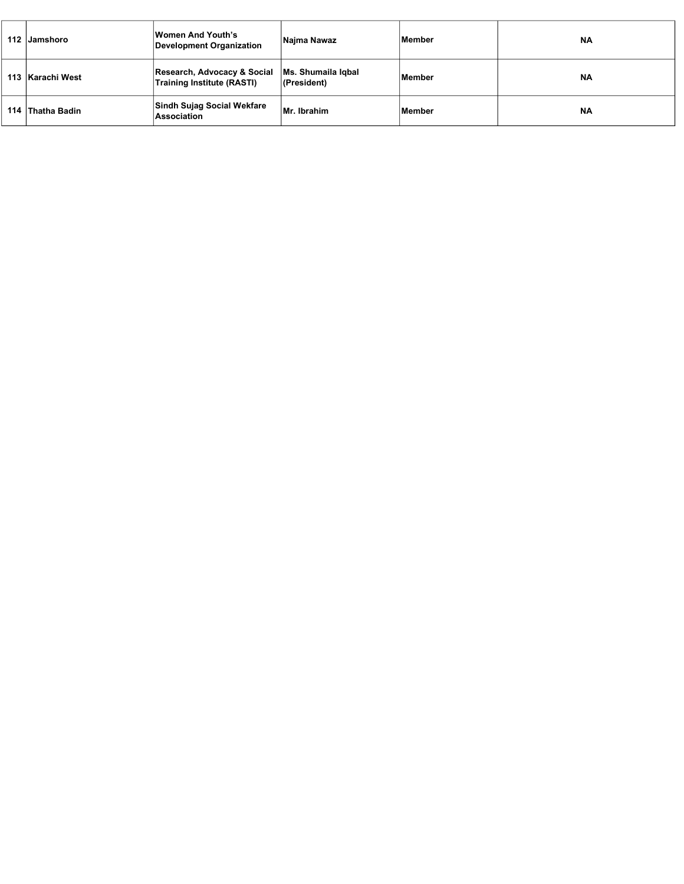| | | | | | |
|---|---|---|---|---|---|
| 112 | Jamshoro | Women And Youth's Development Organization | Najma Nawaz | Member | NA |
| 113 | Karachi West | Research, Advocacy & Social Training Institute (RASTI) | Ms. Shumaila Iqbal (President) | Member | NA |
| 114 | Thatha Badin | Sindh Sujag Social Wekfare Association | Mr. Ibrahim | Member | NA |